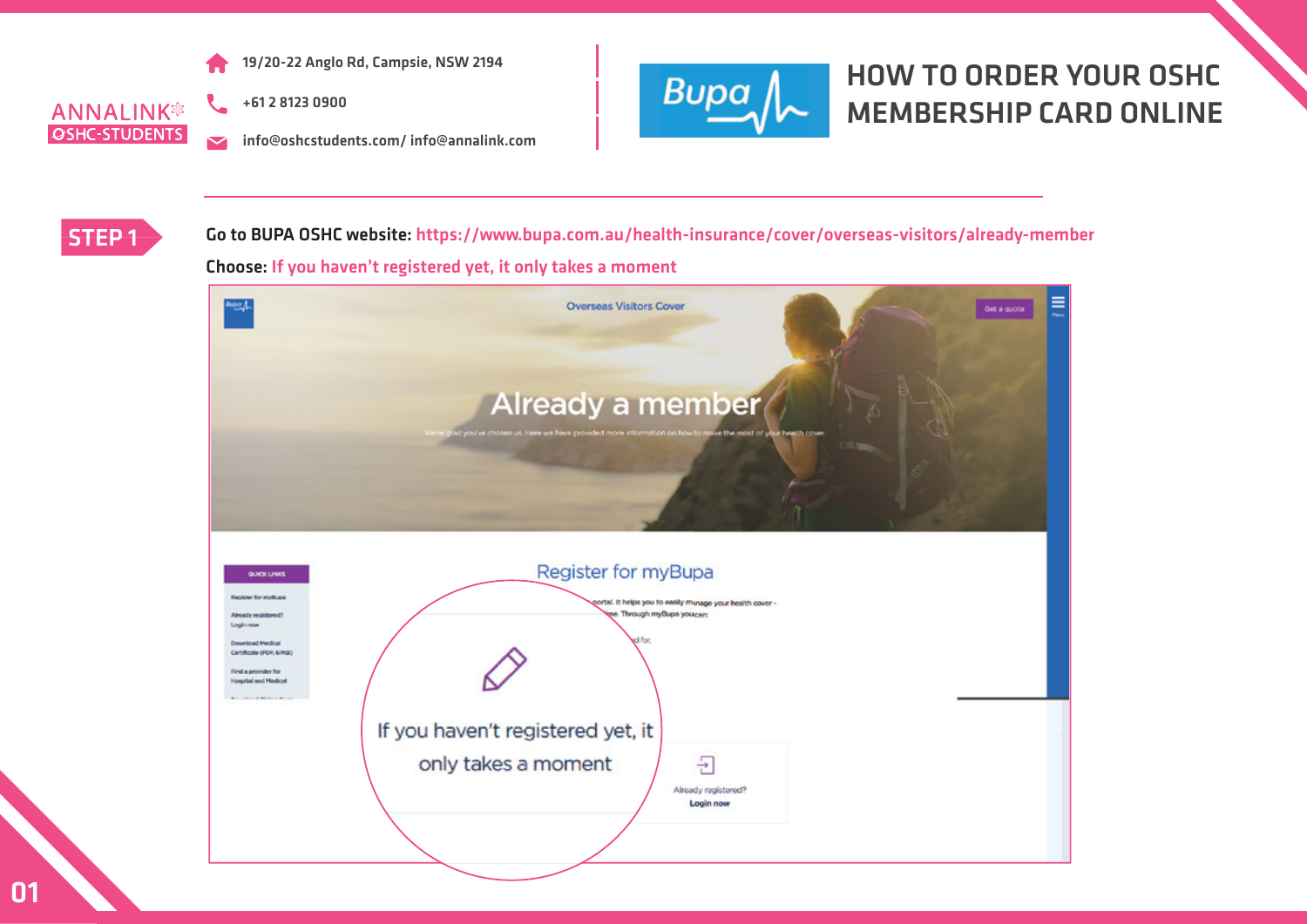ANNALINK
OSHC-STUDENTS

19/20-22 Anglo Rd, Campsie, NSW 2194

+61 2 8123 0900

info@oshcstudents.com/ info@annalink.com

Bupa

# HOW TO ORDER YOUR OSHC MEMBERSHIP CARD ONLINE

## STEP 1

**Go to BUPA OSHC website:** https://www.bupa.com.au/health-insurance/cover/overseas-visitors/already-member

**Choose:** If you haven't registered yet, it only takes a moment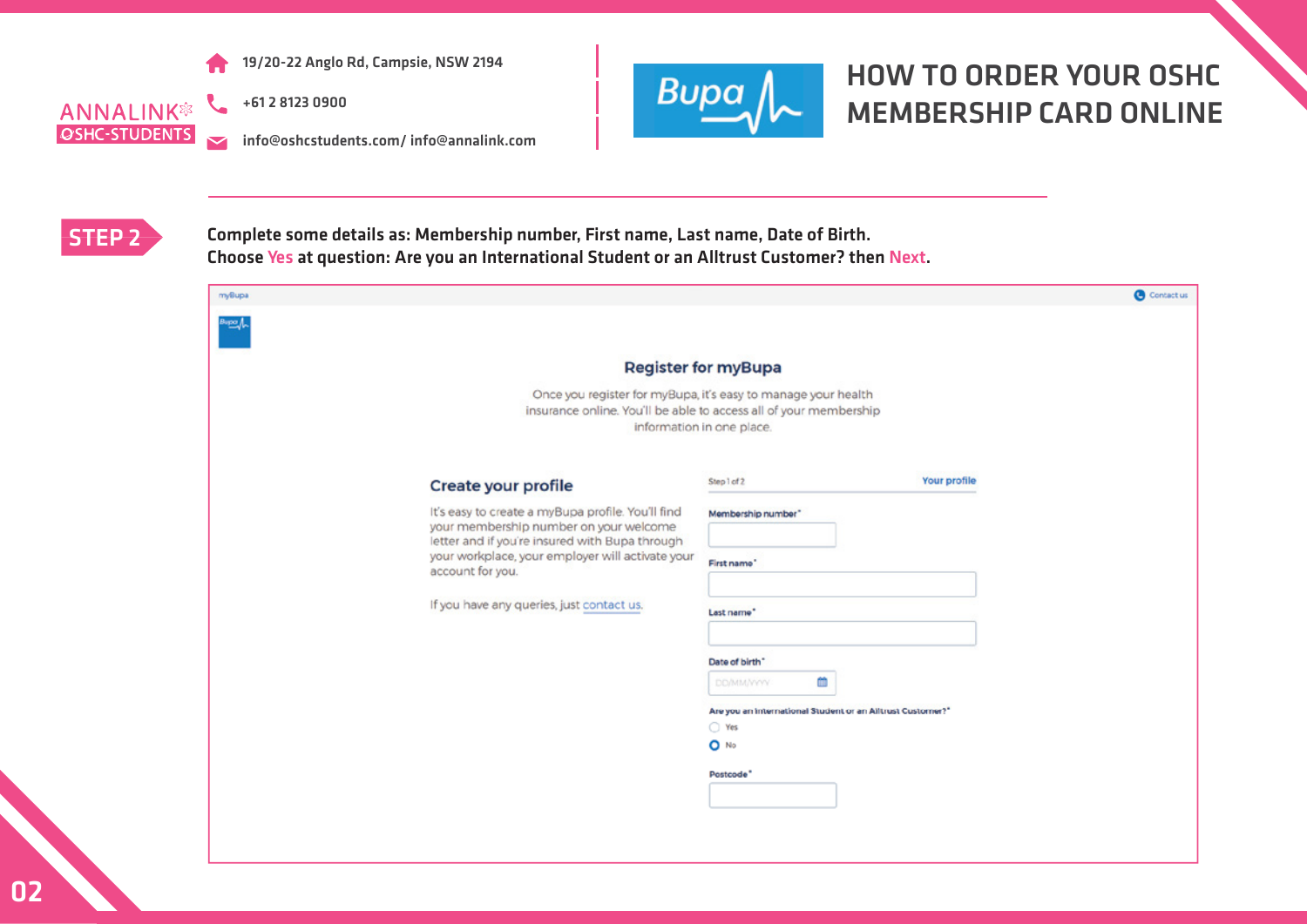ANNALINK
OSHC-STUDENTS

19/20-22 Anglo Rd, Campsie, NSW 2194

+61 2 8123 0900

info@oshcstudents.com/ info@annalink.com

Bupa

# HOW TO ORDER YOUR OSHC MEMBERSHIP CARD ONLINE

## STEP 2

**Complete some details as: Membership number, First name, Last name, Date of Birth.**
**Choose Yes at question: Are you an International Student or an Alltrust Customer? then Next.**

myBupa

Contact us

### Register for myBupa

Once you register for myBupa, it's easy to manage your health insurance online. You'll be able to access all of your membership information in one place.

#### Create your profile

It's easy to create a myBupa profile. You'll find your membership number on your welcome letter and if you're insured with Bupa through your workplace, your employer will activate your account for you.

If you have any queries, just contact us.

Step 1 of 2 — Your profile

Membership number*

First name*

Last name*

Date of birth*
DD/MM/YYYY

Are you an International Student or an Alltrust Customer?*
- Yes
- No

Postcode*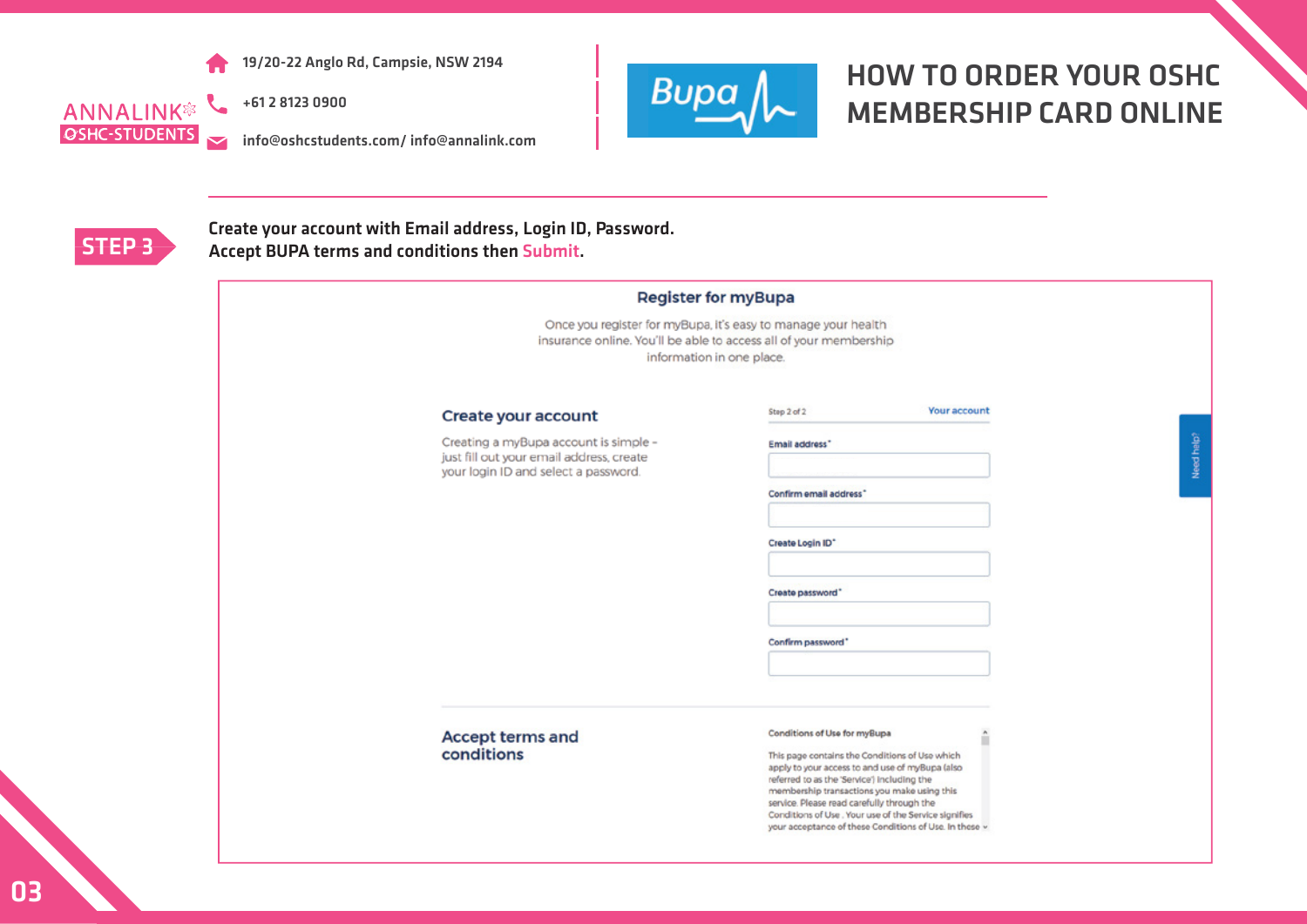19/20-22 Anglo Rd, Campsie, NSW 2194

+61 2 8123 0900

info@oshcstudents.com/ info@annalink.com

ANNALINK OSHC-STUDENTS

Bupa

# HOW TO ORDER YOUR OSHC MEMBERSHIP CARD ONLINE

## STEP 3

Create your account with Email address, Login ID, Password.
Accept BUPA terms and conditions then Submit.

### Register for myBupa

Once you register for myBupa, it's easy to manage your health insurance online. You'll be able to access all of your membership information in one place.

#### Create your account

Creating a myBupa account is simple - just fill out your email address, create your login ID and select a password.

Step 2 of 2 — Your account

Email address*

Confirm email address*

Create Login ID*

Create password*

Confirm password*

#### Accept terms and conditions

Conditions of Use for myBupa

This page contains the Conditions of Use which apply to your access to and use of myBupa (also referred to as the 'Service') including the membership transactions you make using this service. Please read carefully through the Conditions of Use . Your use of the Service signifies your acceptance of these Conditions of Use. In these

Need help?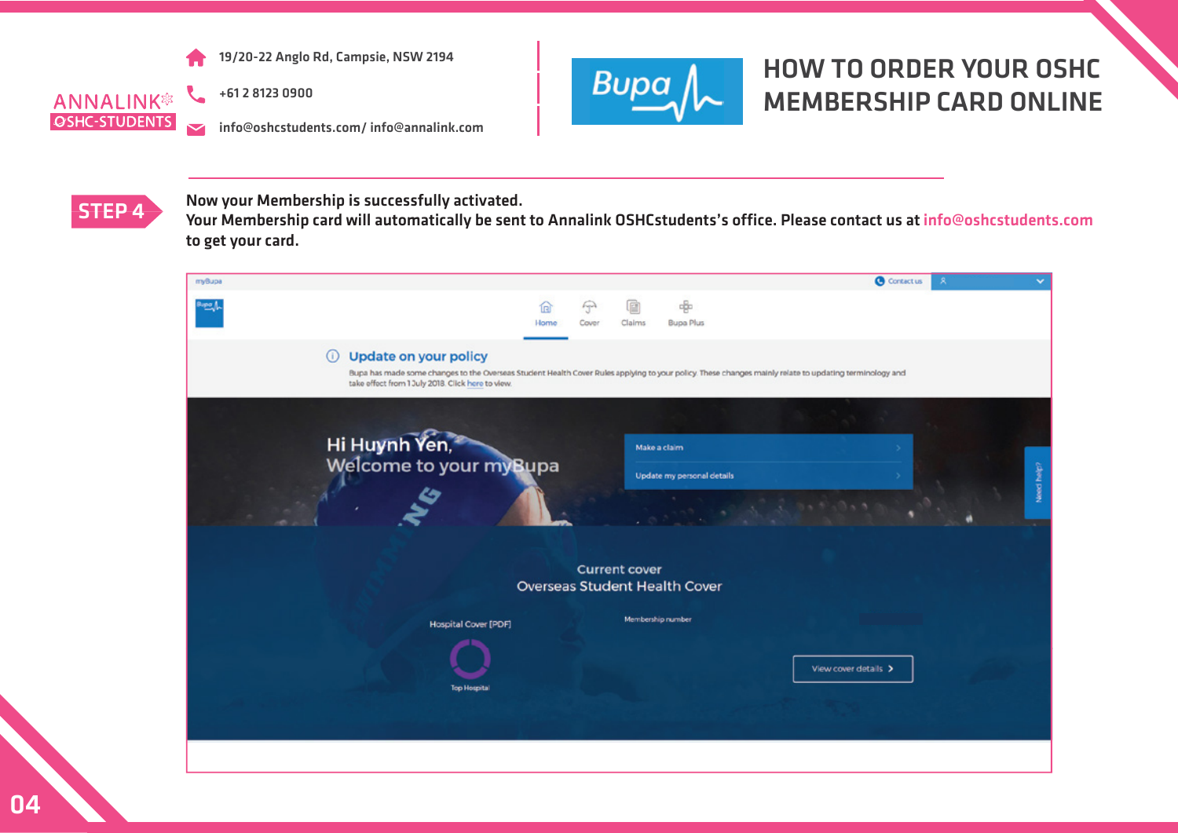ANNALINK
OSHC-STUDENTS

19/20-22 Anglo Rd, Campsie, NSW 2194

+61 2 8123 0900

info@oshcstudents.com/ info@annalink.com

# HOW TO ORDER YOUR OSHC MEMBERSHIP CARD ONLINE

## STEP 4

Now your Membership is successfully activated.
Your Membership card will automatically be sent to Annalink OSHCstudents's office. Please contact us at info@oshcstudents.com to get your card.

myBupa

Contact us

Home Cover Claims Bupa Plus

Update on your policy

Bupa has made some changes to the Overseas Student Health Cover Rules applying to your policy. These changes mainly relate to updating terminology and take effect from 1 July 2018. Click here to view.

Hi Huynh Yen,
Welcome to your myBupa

Make a claim

Update my personal details

Need help?

Current cover
Overseas Student Health Cover

Hospital Cover [PDF]

Top Hospital

Membership number

View cover details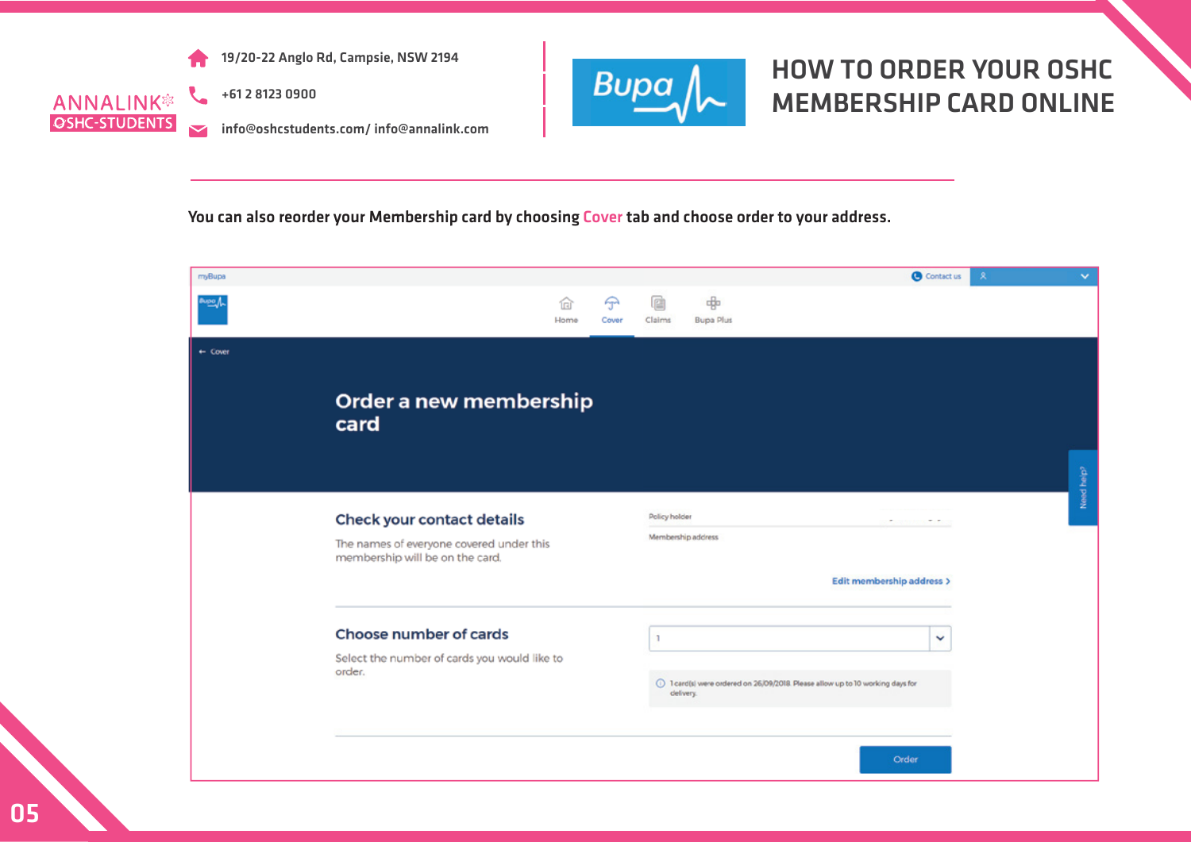# HOW TO ORDER YOUR OSHC MEMBERSHIP CARD ONLINE

You can also reorder your Membership card by choosing Cover tab and choose order to your address.

myBupa

Contact us

Home | Cover | Claims | Bupa Plus

← Cover

## Order a new membership card

### Check your contact details

The names of everyone covered under this membership will be on the card.

Policy holder

Membership address

Edit membership address ›

### Choose number of cards

Select the number of cards you would like to order.

1

1 card(s) were ordered on 26/09/2018. Please allow up to 10 working days for delivery.

Order

Need help?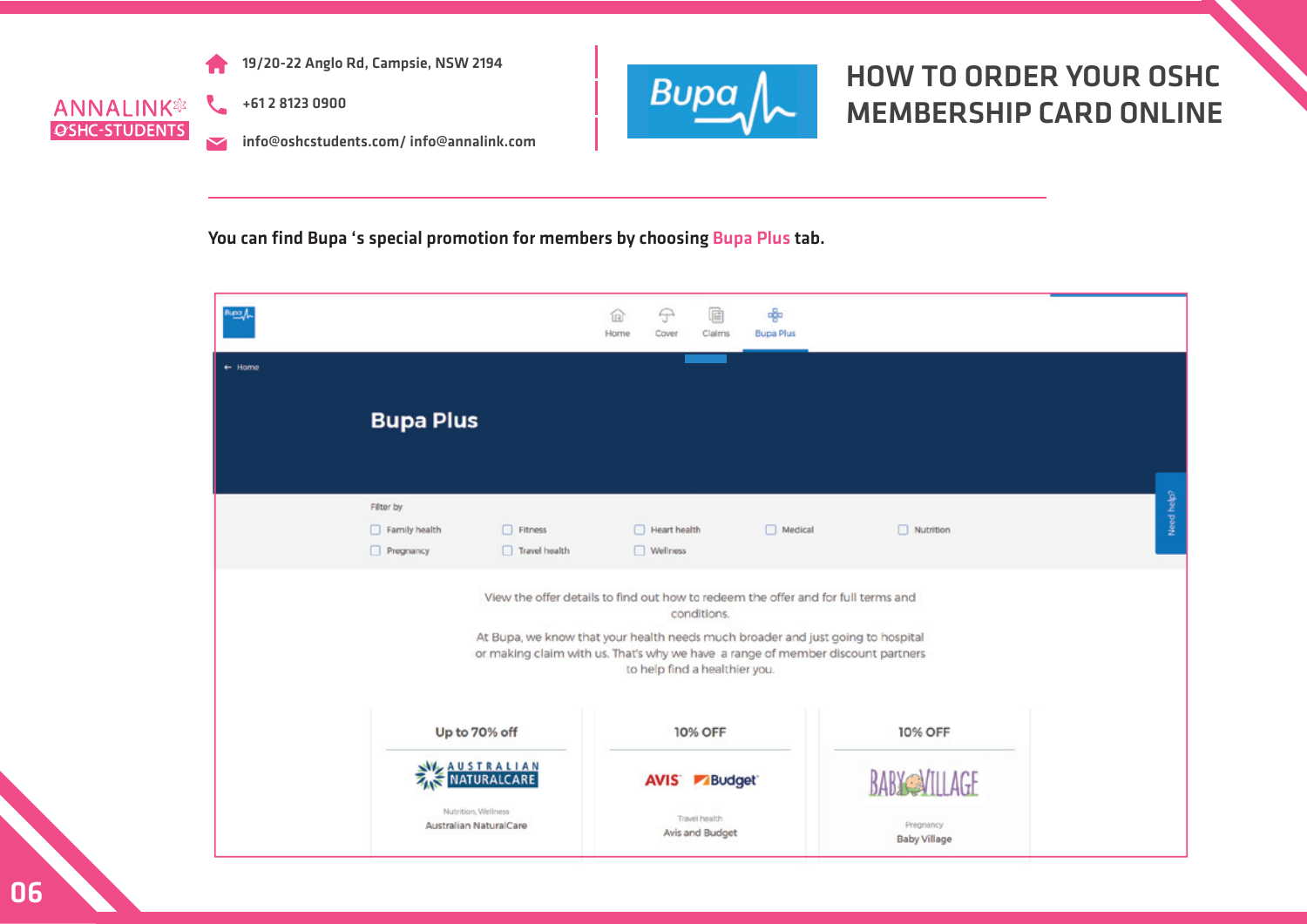19/20-22 Anglo Rd, Campsie, NSW 2194

+61 2 8123 0900

info@oshcstudents.com/ info@annalink.com

# HOW TO ORDER YOUR OSHC MEMBERSHIP CARD ONLINE

You can find Bupa 's special promotion for members by choosing **Bupa Plus** tab.

Home Cover Claims Bupa Plus

← Home

## Bupa Plus

Filter by

- Family health
- Fitness
- Heart health
- Medical
- Nutrition
- Pregnancy
- Travel health
- Wellness

Need help?

View the offer details to find out how to redeem the offer and for full terms and conditions.

At Bupa, we know that your health needs much broader and just going to hospital or making claim with us. That's why we have a range of member discount partners to help find a healthier you.

| Up to 70% off | 10% OFF | 10% OFF |
|---|---|---|
| AUSTRALIAN NATURALCARE | AVIS Budget | BABY VILLAGE |
| Nutrition, Wellness | Travel health | Pregnancy |
| Australian NaturalCare | Avis and Budget | Baby Village |